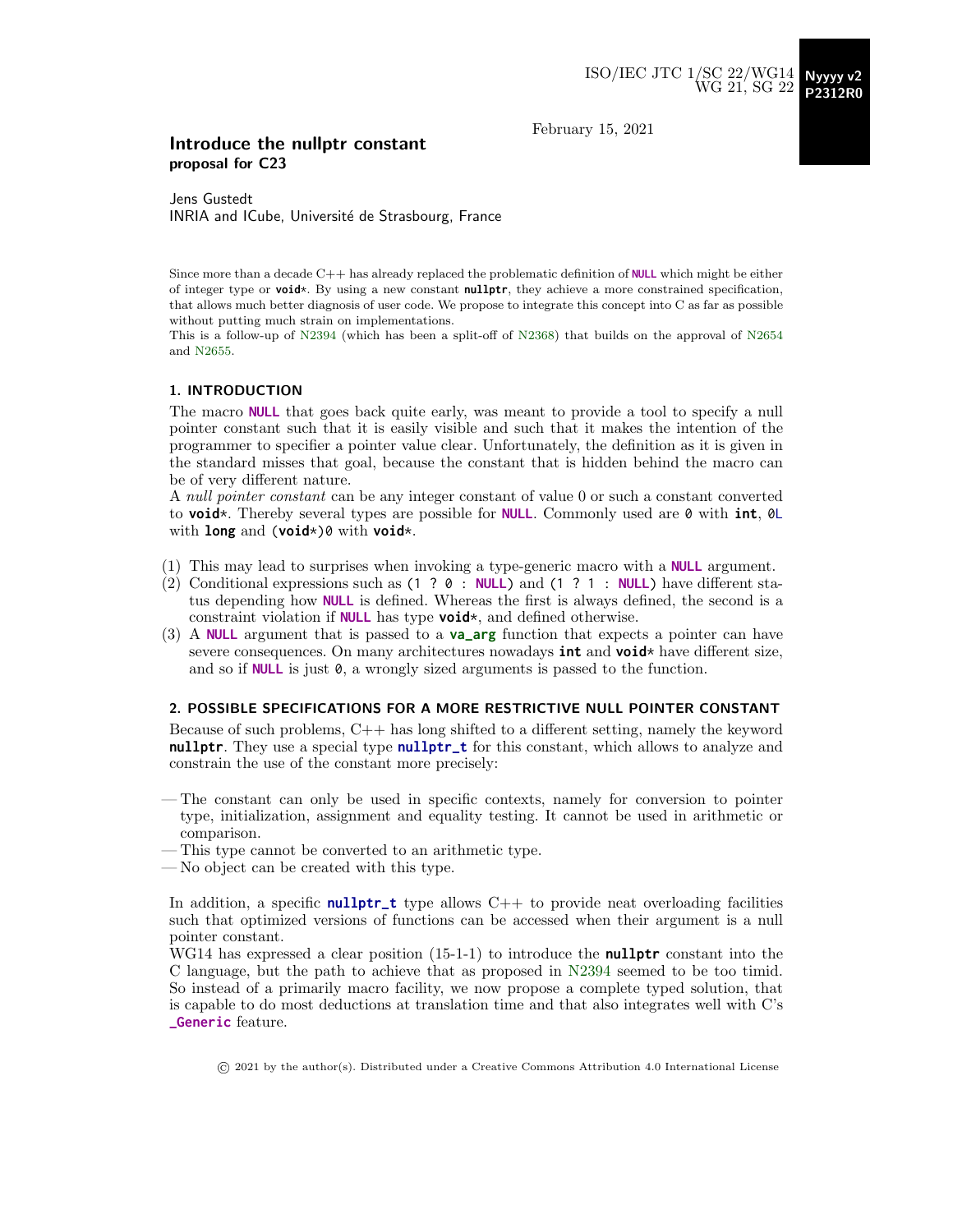ISO/IEC JTC 1/SC 22/WG14 Nyyyy v2
WG 21, SG 22 P2312R0

February 15, 2021

# Introduce the nullptr constant
**proposal for C23**

Jens Gustedt
INRIA and ICube, Université de Strasbourg, France

Since more than a decade C++ has already replaced the problematic definition of **NULL** which might be either of integer type or **void***. By using a new constant **nullptr**, they achieve a more constrained specification, that allows much better diagnosis of user code. We propose to integrate this concept into C as far as possible without putting much strain on implementations.
This is a follow-up of N2394 (which has been a split-off of N2368) that builds on the approval of N2654 and N2655.

## 1. INTRODUCTION

The macro **NULL** that goes back quite early, was meant to provide a tool to specify a null pointer constant such that it is easily visible and such that it makes the intention of the programmer to specifier a pointer value clear. Unfortunately, the definition as it is given in the standard misses that goal, because the constant that is hidden behind the macro can be of very different nature.
A *null pointer constant* can be any integer constant of value 0 or such a constant converted to **void***. Thereby several types are possible for **NULL**. Commonly used are `0` with **int**, `0L` with **long** and `(void*)0` with **void***.

(1) This may lead to surprises when invoking a type-generic macro with a **NULL** argument.
(2) Conditional expressions such as `(1 ? 0 : NULL)` and `(1 ? 1 : NULL)` have different status depending how **NULL** is defined. Whereas the first is always defined, the second is a constraint violation if **NULL** has type **void***, and defined otherwise.
(3) A **NULL** argument that is passed to a **va_arg** function that expects a pointer can have severe consequences. On many architectures nowadays **int** and **void*** have different size, and so if **NULL** is just `0`, a wrongly sized arguments is passed to the function.

## 2. POSSIBLE SPECIFICATIONS FOR A MORE RESTRICTIVE NULL POINTER CONSTANT

Because of such problems, C++ has long shifted to a different setting, namely the keyword **nullptr**. They use a special type **nullptr_t** for this constant, which allows to analyze and constrain the use of the constant more precisely:

— The constant can only be used in specific contexts, namely for conversion to pointer type, initialization, assignment and equality testing. It cannot be used in arithmetic or comparison.
— This type cannot be converted to an arithmetic type.
— No object can be created with this type.

In addition, a specific **nullptr_t** type allows C++ to provide neat overloading facilities such that optimized versions of functions can be accessed when their argument is a null pointer constant.
WG14 has expressed a clear position (15-1-1) to introduce the **nullptr** constant into the C language, but the path to achieve that as proposed in N2394 seemed to be too timid. So instead of a primarily macro facility, we now propose a complete typed solution, that is capable to do most deductions at translation time and that also integrates well with C's **_Generic** feature.

© 2021 by the author(s). Distributed under a Creative Commons Attribution 4.0 International License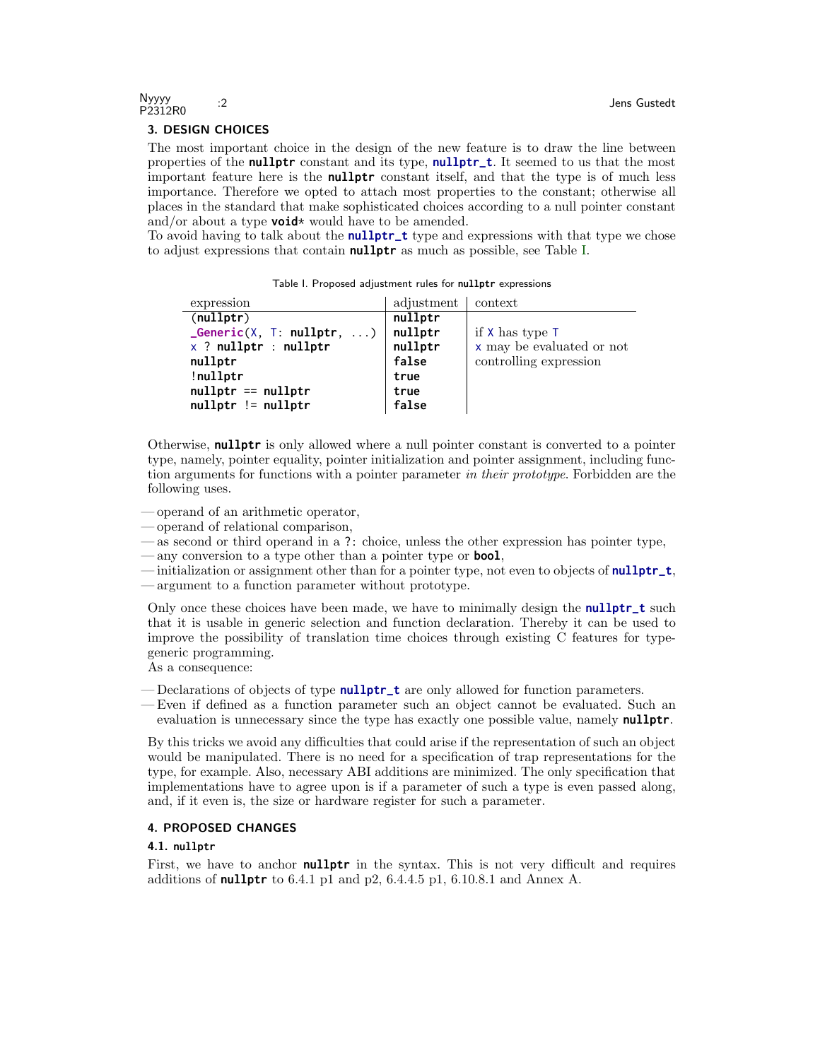## 3. DESIGN CHOICES

The most important choice in the design of the new feature is to draw the line between properties of the **nullptr** constant and its type, **nullptr_t**. It seemed to us that the most important feature here is the **nullptr** constant itself, and that the type is of much less importance. Therefore we opted to attach most properties to the constant; otherwise all places in the standard that make sophisticated choices according to a null pointer constant and/or about a type **void*** would have to be amended.

To avoid having to talk about the **nullptr_t** type and expressions with that type we chose to adjust expressions that contain **nullptr** as much as possible, see Table I.

Table I. Proposed adjustment rules for **nullptr** expressions

| expression | adjustment | context |
|---|---|---|
| `(nullptr)` | `nullptr` | |
| `_Generic(X, T: nullptr, ...)` | `nullptr` | if `X` has type `T` |
| `x ? nullptr : nullptr` | `nullptr` | `x` may be evaluated or not |
| `nullptr` | `false` | controlling expression |
| `!nullptr` | `true` | |
| `nullptr == nullptr` | `true` | |
| `nullptr != nullptr` | `false` | |

Otherwise, **nullptr** is only allowed where a null pointer constant is converted to a pointer type, namely, pointer equality, pointer initialization and pointer assignment, including function arguments for functions with a pointer parameter *in their prototype*. Forbidden are the following uses.

— operand of an arithmetic operator,
— operand of relational comparison,
— as second or third operand in a `?:` choice, unless the other expression has pointer type,
— any conversion to a type other than a pointer type or **bool**,
— initialization or assignment other than for a pointer type, not even to objects of **nullptr_t**,
— argument to a function parameter without prototype.

Only once these choices have been made, we have to minimally design the **nullptr_t** such that it is usable in generic selection and function declaration. Thereby it can be used to improve the possibility of translation time choices through existing C features for type-generic programming.

As a consequence:

— Declarations of objects of type **nullptr_t** are only allowed for function parameters.
— Even if defined as a function parameter such an object cannot be evaluated. Such an evaluation is unnecessary since the type has exactly one possible value, namely **nullptr**.

By this tricks we avoid any difficulties that could arise if the representation of such an object would be manipulated. There is no need for a specification of trap representations for the type, for example. Also, necessary ABI additions are minimized. The only specification that implementations have to agree upon is if a parameter of such a type is even passed along, and, if it even is, the size or hardware register for such a parameter.

## 4. PROPOSED CHANGES

### 4.1. nullptr

First, we have to anchor **nullptr** in the syntax. This is not very difficult and requires additions of **nullptr** to 6.4.1 p1 and p2, 6.4.4.5 p1, 6.10.8.1 and Annex A.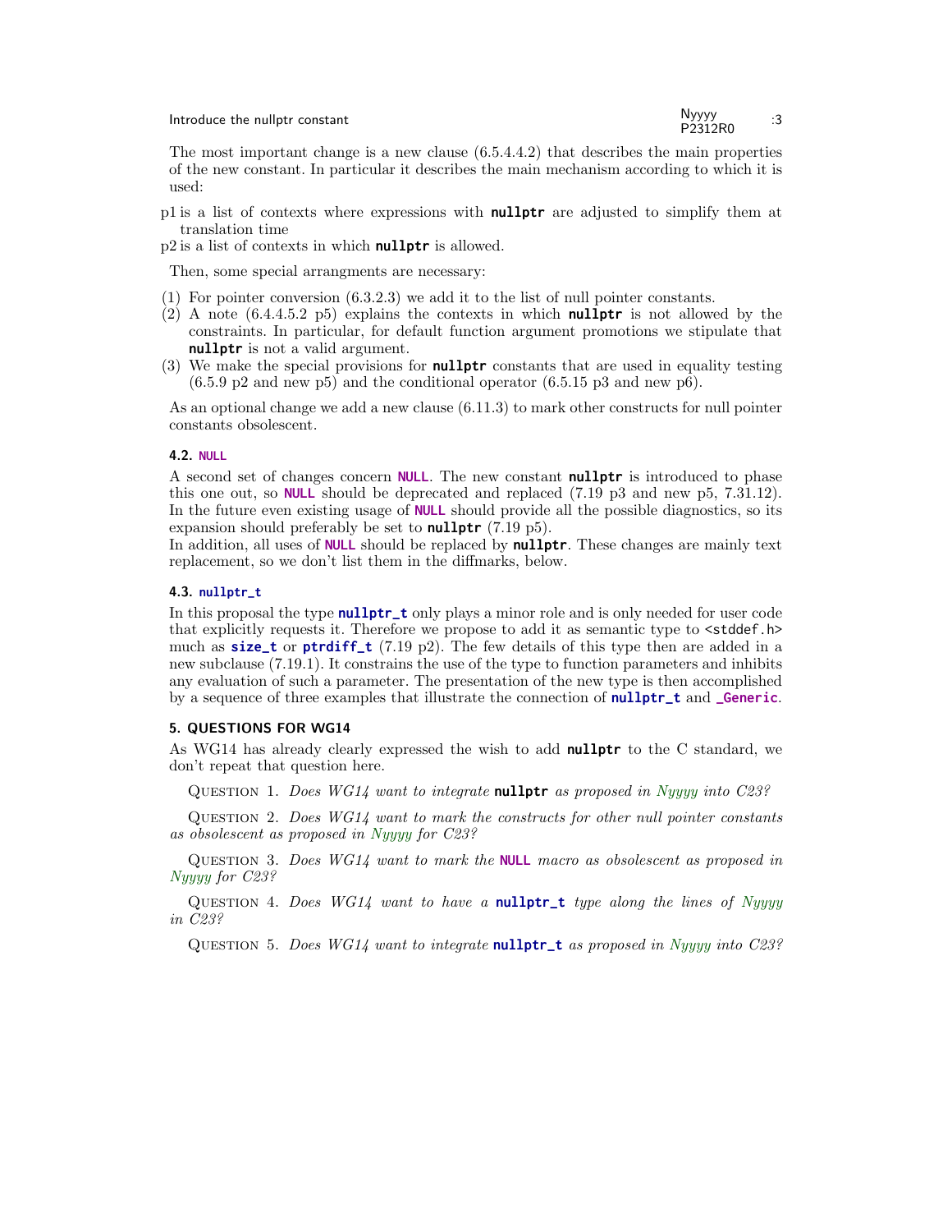The most important change is a new clause (6.5.4.4.2) that describes the main properties of the new constant. In particular it describes the main mechanism according to which it is used:

p1 is a list of contexts where expressions with **nullptr** are adjusted to simplify them at translation time

p2 is a list of contexts in which **nullptr** is allowed.

Then, some special arrangments are necessary:

(1) For pointer conversion (6.3.2.3) we add it to the list of null pointer constants.
(2) A note (6.4.4.5.2 p5) explains the contexts in which **nullptr** is not allowed by the constraints. In particular, for default function argument promotions we stipulate that **nullptr** is not a valid argument.
(3) We make the special provisions for **nullptr** constants that are used in equality testing (6.5.9 p2 and new p5) and the conditional operator (6.5.15 p3 and new p6).

As an optional change we add a new clause (6.11.3) to mark other constructs for null pointer constants obsolescent.

### 4.2. NULL

A second set of changes concern **NULL**. The new constant **nullptr** is introduced to phase this one out, so **NULL** should be deprecated and replaced (7.19 p3 and new p5, 7.31.12). In the future even existing usage of **NULL** should provide all the possible diagnostics, so its expansion should preferably be set to **nullptr** (7.19 p5).
In addition, all uses of **NULL** should be replaced by **nullptr**. These changes are mainly text replacement, so we don't list them in the diffmarks, below.

### 4.3. nullptr_t

In this proposal the type **nullptr_t** only plays a minor role and is only needed for user code that explicitly requests it. Therefore we propose to add it as semantic type to `<stddef.h>` much as **size_t** or **ptrdiff_t** (7.19 p2). The few details of this type then are added in a new subclause (7.19.1). It constrains the use of the type to function parameters and inhibits any evaluation of such a parameter. The presentation of the new type is then accomplished by a sequence of three examples that illustrate the connection of **nullptr_t** and **_Generic**.

## 5. QUESTIONS FOR WG14

As WG14 has already clearly expressed the wish to add **nullptr** to the C standard, we don't repeat that question here.

Question 1. *Does WG14 want to integrate* **nullptr** *as proposed in Nyyyy into C23?*

Question 2. *Does WG14 want to mark the constructs for other null pointer constants as obsolescent as proposed in Nyyyy for C23?*

Question 3. *Does WG14 want to mark the* **NULL** *macro as obsolescent as proposed in Nyyyy for C23?*

Question 4. *Does WG14 want to have a* **nullptr_t** *type along the lines of Nyyyy in C23?*

Question 5. *Does WG14 want to integrate* **nullptr_t** *as proposed in Nyyyy into C23?*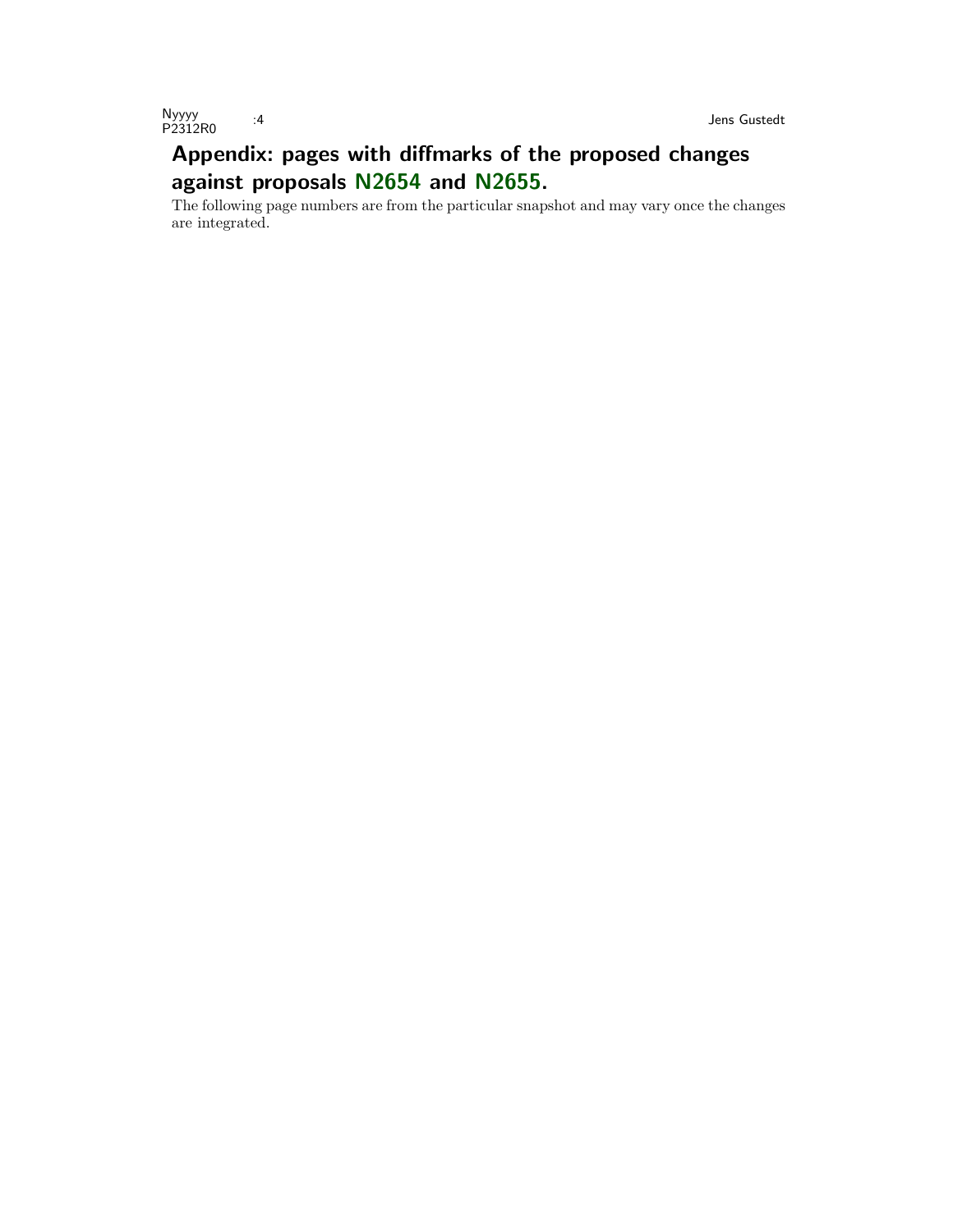# Appendix: pages with diffmarks of the proposed changes against proposals N2654 and N2655.

The following page numbers are from the particular snapshot and may vary once the changes are integrated.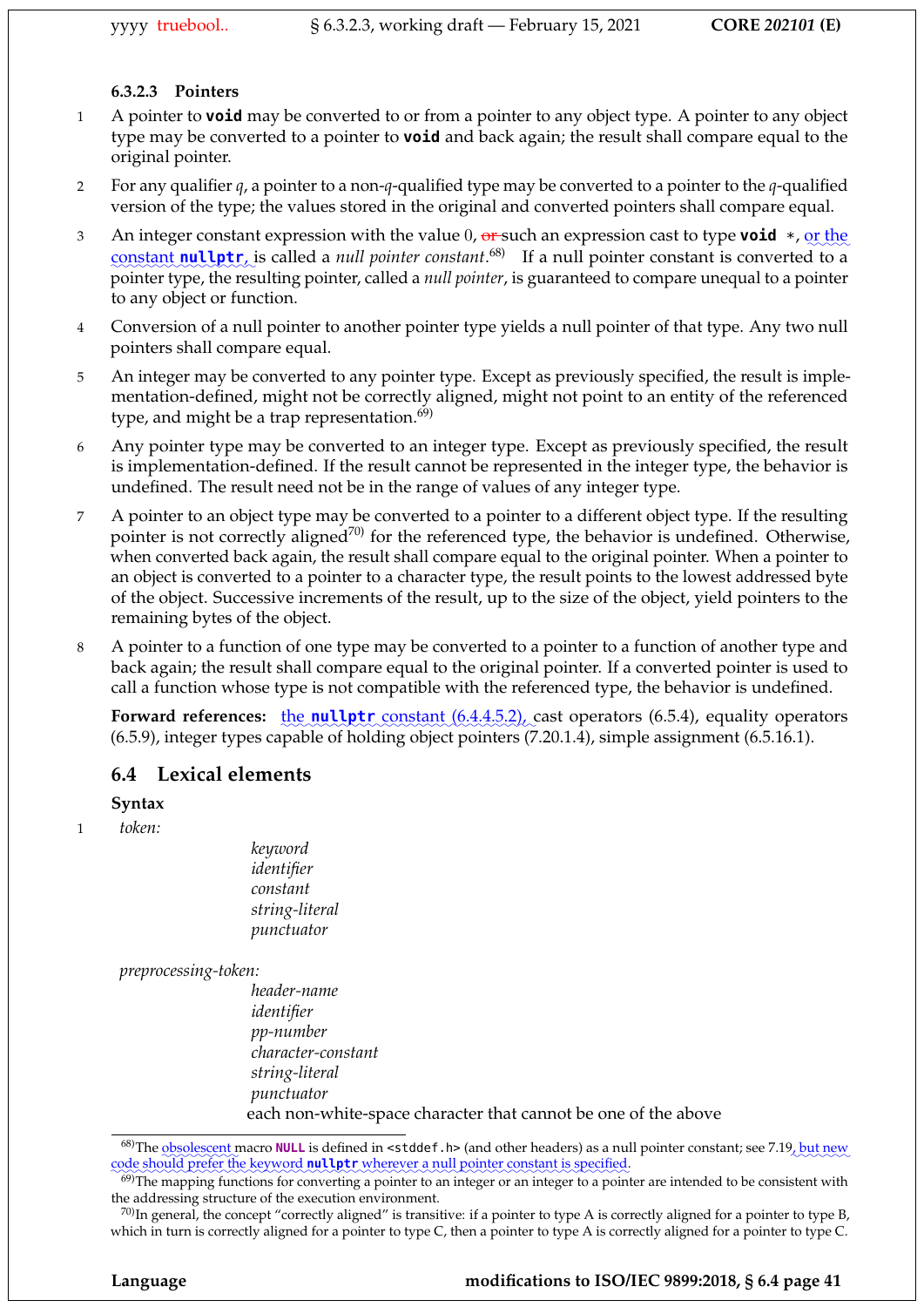#### 6.3.2.3 Pointers

1 A pointer to **void** may be converted to or from a pointer to any object type. A pointer to any object type may be converted to a pointer to **void** and back again; the result shall compare equal to the original pointer.

2 For any qualifier *q*, a pointer to a non-*q*-qualified type may be converted to a pointer to the *q*-qualified version of the type; the values stored in the original and converted pointers shall compare equal.

3 An integer constant expression with the value 0, ~~or~~ such an expression cast to type **void** *, or the constant **nullptr**, is called a *null pointer constant*.[68] If a null pointer constant is converted to a pointer type, the resulting pointer, called a *null pointer*, is guaranteed to compare unequal to a pointer to any object or function.

4 Conversion of a null pointer to another pointer type yields a null pointer of that type. Any two null pointers shall compare equal.

5 An integer may be converted to any pointer type. Except as previously specified, the result is implementation-defined, might not be correctly aligned, might not point to an entity of the referenced type, and might be a trap representation.[69]

6 Any pointer type may be converted to an integer type. Except as previously specified, the result is implementation-defined. If the result cannot be represented in the integer type, the behavior is undefined. The result need not be in the range of values of any integer type.

7 A pointer to an object type may be converted to a pointer to a different object type. If the resulting pointer is not correctly aligned[70] for the referenced type, the behavior is undefined. Otherwise, when converted back again, the result shall compare equal to the original pointer. When a pointer to an object is converted to a pointer to a character type, the result points to the lowest addressed byte of the object. Successive increments of the result, up to the size of the object, yield pointers to the remaining bytes of the object.

8 A pointer to a function of one type may be converted to a pointer to a function of another type and back again; the result shall compare equal to the original pointer. If a converted pointer is used to call a function whose type is not compatible with the referenced type, the behavior is undefined.

**Forward references:** the **nullptr** constant (6.4.4.5.2), cast operators (6.5.4), equality operators (6.5.9), integer types capable of holding object pointers (7.20.1.4), simple assignment (6.5.16.1).

## 6.4 Lexical elements

**Syntax**

1 *token:*

> *keyword*
> *identifier*
> *constant*
> *string-literal*
> *punctuator*

*preprocessing-token:*

> *header-name*
> *identifier*
> *pp-number*
> *character-constant*
> *string-literal*
> *punctuator*
> each non-white-space character that cannot be one of the above

---

[68] The obsolescent macro **NULL** is defined in `<stddef.h>` (and other headers) as a null pointer constant; see 7.19, but new code should prefer the keyword **nullptr** wherever a null pointer constant is specified.

[69] The mapping functions for converting a pointer to an integer or an integer to a pointer are intended to be consistent with the addressing structure of the execution environment.

[70] In general, the concept "correctly aligned" is transitive: if a pointer to type A is correctly aligned for a pointer to type B, which in turn is correctly aligned for a pointer to type C, then a pointer to type A is correctly aligned for a pointer to type C.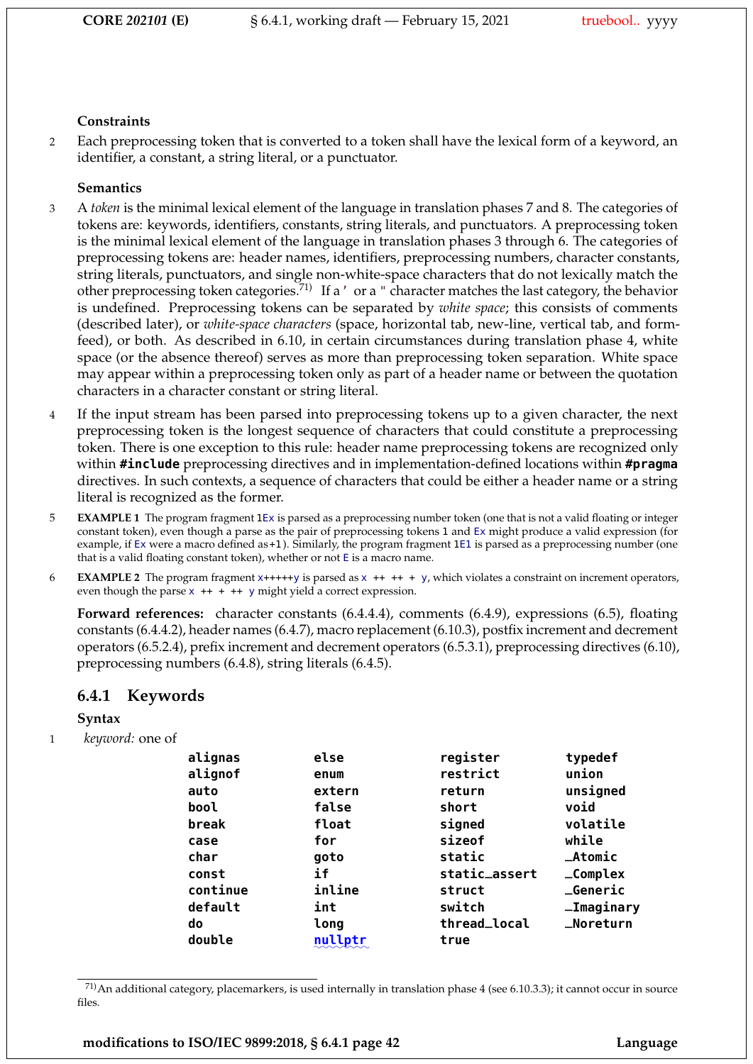**Constraints**

2 Each preprocessing token that is converted to a token shall have the lexical form of a keyword, an identifier, a constant, a string literal, or a punctuator.

**Semantics**

3 A *token* is the minimal lexical element of the language in translation phases 7 and 8. The categories of tokens are: keywords, identifiers, constants, string literals, and punctuators. A preprocessing token is the minimal lexical element of the language in translation phases 3 through 6. The categories of preprocessing tokens are: header names, identifiers, preprocessing numbers, character constants, string literals, punctuators, and single non-white-space characters that do not lexically match the other preprocessing token categories.[71] If a ' or a " character matches the last category, the behavior is undefined. Preprocessing tokens can be separated by *white space*; this consists of comments (described later), or *white-space characters* (space, horizontal tab, new-line, vertical tab, and form-feed), or both. As described in 6.10, in certain circumstances during translation phase 4, white space (or the absence thereof) serves as more than preprocessing token separation. White space may appear within a preprocessing token only as part of a header name or between the quotation characters in a character constant or string literal.

4 If the input stream has been parsed into preprocessing tokens up to a given character, the next preprocessing token is the longest sequence of characters that could constitute a preprocessing token. There is one exception to this rule: header name preprocessing tokens are recognized only within **#include** preprocessing directives and in implementation-defined locations within **#pragma** directives. In such contexts, a sequence of characters that could be either a header name or a string literal is recognized as the former.

5 **EXAMPLE 1** The program fragment `1Ex` is parsed as a preprocessing number token (one that is not a valid floating or integer constant token), even though a parse as the pair of preprocessing tokens `1` and `Ex` might produce a valid expression (for example, if `Ex` were a macro defined as`+1`). Similarly, the program fragment `1E1` is parsed as a preprocessing number (one that is a valid floating constant token), whether or not `E` is a macro name.

6 **EXAMPLE 2** The program fragment `x+++++y` is parsed as `x ++ ++ + y`, which violates a constraint on increment operators, even though the parse `x ++ + ++ y` might yield a correct expression.

**Forward references:** character constants (6.4.4.4), comments (6.4.9), expressions (6.5), floating constants (6.4.4.2), header names (6.4.7), macro replacement (6.10.3), postfix increment and decrement operators (6.5.2.4), prefix increment and decrement operators (6.5.3.1), preprocessing directives (6.10), preprocessing numbers (6.4.8), string literals (6.4.5).

## 6.4.1 Keywords

**Syntax**

1 *keyword:* one of

| | | | |
|---|---|---|---|
| **alignas** | **else** | **register** | **typedef** |
| **alignof** | **enum** | **restrict** | **union** |
| **auto** | **extern** | **return** | **unsigned** |
| **bool** | **false** | **short** | **void** |
| **break** | **float** | **signed** | **volatile** |
| **case** | **for** | **sizeof** | **while** |
| **char** | **goto** | **static** | **_Atomic** |
| **const** | **if** | **static_assert** | **_Complex** |
| **continue** | **inline** | **struct** | **_Generic** |
| **default** | **int** | **switch** | **_Imaginary** |
| **do** | **long** | **thread_local** | **_Noreturn** |
| **double** | **nullptr** | **true** | |

[71] An additional category, placemarkers, is used internally in translation phase 4 (see 6.10.3.3); it cannot occur in source files.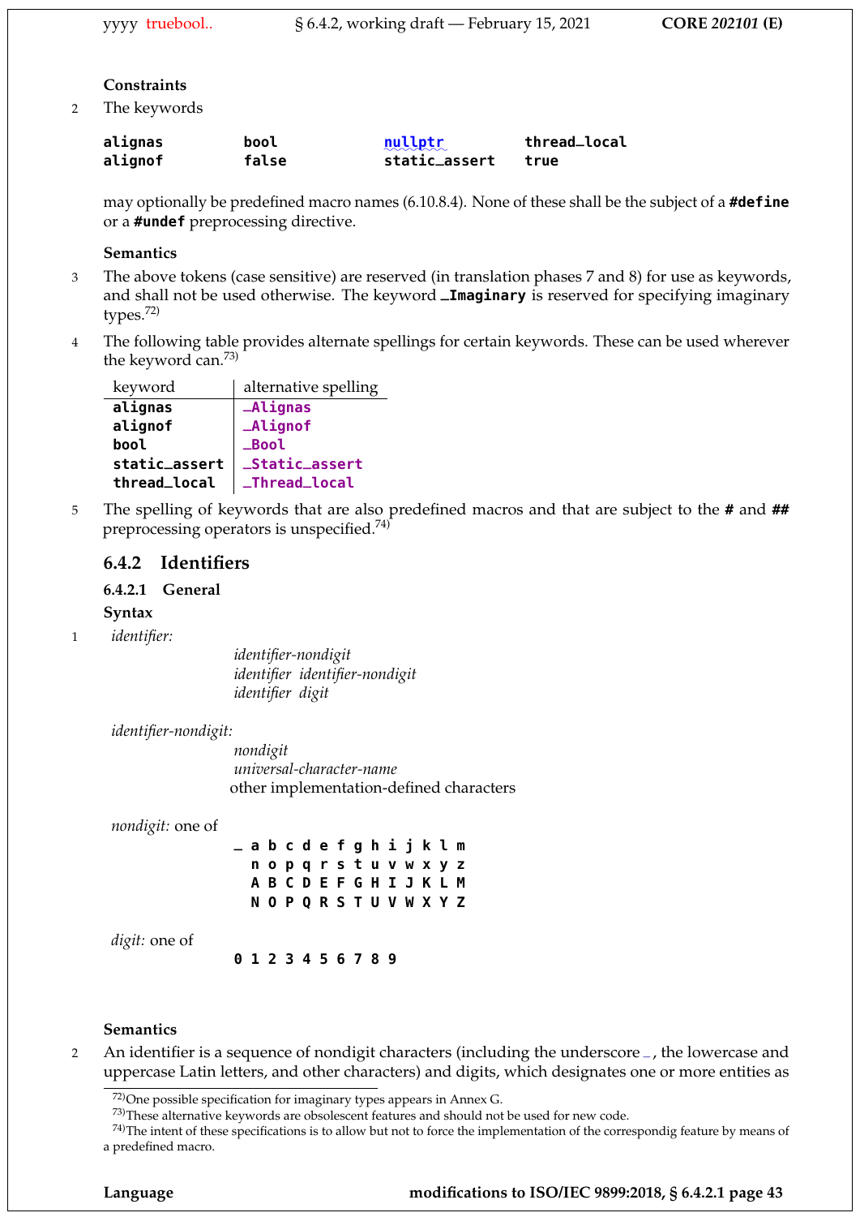**Constraints**

2 The keywords

```
alignas     bool     nullptr        thread_local
alignof     false    static_assert  true
```

may optionally be predefined macro names (6.10.8.4). None of these shall be the subject of a **#define** or a **#undef** preprocessing directive.

**Semantics**

3 The above tokens (case sensitive) are reserved (in translation phases 7 and 8) for use as keywords, and shall not be used otherwise. The keyword **_Imaginary** is reserved for specifying imaginary types.[72)]

4 The following table provides alternate spellings for certain keywords. These can be used wherever the keyword can.[73)]

| keyword | alternative spelling |
|---|---|
| **alignas** | **_Alignas** |
| **alignof** | **_Alignof** |
| **bool** | **_Bool** |
| **static_assert** | **_Static_assert** |
| **thread_local** | **_Thread_local** |

5 The spelling of keywords that are also predefined macros and that are subject to the **#** and **##** preprocessing operators is unspecified.[74)]

## 6.4.2 Identifiers

### 6.4.2.1 General

**Syntax**

1 *identifier:*

> *identifier-nondigit*
> *identifier identifier-nondigit*
> *identifier digit*

*identifier-nondigit:*

> *nondigit*
> *universal-character-name*
> other implementation-defined characters

*nondigit:* one of

```
_ a b c d e f g h i j k l m
  n o p q r s t u v w x y z
  A B C D E F G H I J K L M
  N O P Q R S T U V W X Y Z
```

*digit:* one of

```
0 1 2 3 4 5 6 7 8 9
```

**Semantics**

2 An identifier is a sequence of nondigit characters (including the underscore _, the lowercase and uppercase Latin letters, and other characters) and digits, which designates one or more entities as

---

72)One possible specification for imaginary types appears in Annex G.

73)These alternative keywords are obsolescent features and should not be used for new code.

74)The intent of these specifications is to allow but not to force the implementation of the correspondig feature by means of a predefined macro.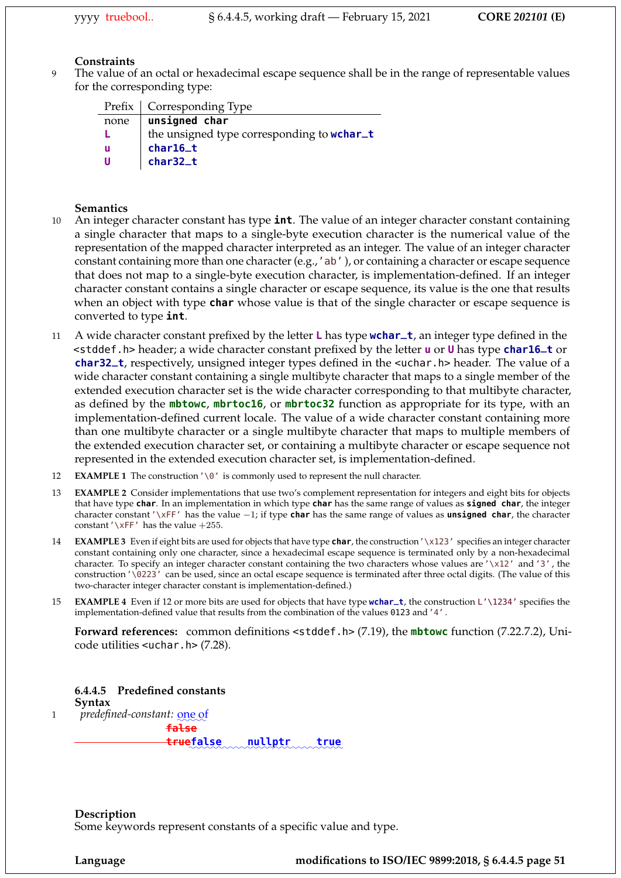**Constraints**

9 The value of an octal or hexadecimal escape sequence shall be in the range of representable values for the corresponding type:

| Prefix | Corresponding Type |
|---|---|
| none | **unsigned char** |
| **L** | the unsigned type corresponding to **wchar_t** |
| **u** | **char16_t** |
| **U** | **char32_t** |

**Semantics**

10 An integer character constant has type **int**. The value of an integer character constant containing a single character that maps to a single-byte execution character is the numerical value of the representation of the mapped character interpreted as an integer. The value of an integer character constant containing more than one character (e.g., `'ab'`), or containing a character or escape sequence that does not map to a single-byte execution character, is implementation-defined. If an integer character constant contains a single character or escape sequence, its value is the one that results when an object with type **char** whose value is that of the single character or escape sequence is converted to type **int**.

11 A wide character constant prefixed by the letter **L** has type **wchar_t**, an integer type defined in the `<stddef.h>` header; a wide character constant prefixed by the letter **u** or **U** has type **char16_t** or **char32_t**, respectively, unsigned integer types defined in the `<uchar.h>` header. The value of a wide character constant containing a single multibyte character that maps to a single member of the extended execution character set is the wide character corresponding to that multibyte character, as defined by the **mbtowc**, **mbrtoc16**, or **mbrtoc32** function as appropriate for its type, with an implementation-defined current locale. The value of a wide character constant containing more than one multibyte character or a single multibyte character that maps to multiple members of the extended execution character set, or containing a multibyte character or escape sequence not represented in the extended execution character set, is implementation-defined.

12 **EXAMPLE 1** The construction `'\0'` is commonly used to represent the null character.

13 **EXAMPLE 2** Consider implementations that use two's complement representation for integers and eight bits for objects that have type **char**. In an implementation in which type **char** has the same range of values as **signed char**, the integer character constant `'\xFF'` has the value $-1$; if type **char** has the same range of values as **unsigned char**, the character constant `'\xFF'` has the value $+255$.

14 **EXAMPLE 3** Even if eight bits are used for objects that have type **char**, the construction `'\x123'` specifies an integer character constant containing only one character, since a hexadecimal escape sequence is terminated only by a non-hexadecimal character. To specify an integer character constant containing the two characters whose values are `'\x12'` and `'3'`, the construction `'\0223'` can be used, since an octal escape sequence is terminated after three octal digits. (The value of this two-character integer character constant is implementation-defined.)

15 **EXAMPLE 4** Even if 12 or more bits are used for objects that have type **wchar_t**, the construction `L'\1234'` specifies the implementation-defined value that results from the combination of the values `0123` and `'4'`.

**Forward references:** common definitions `<stddef.h>` (7.19), the **mbtowc** function (7.22.7.2), Unicode utilities `<uchar.h>` (7.28).

### 6.4.4.5 Predefined constants

**Syntax**

1 *predefined-constant:* one of

~~**false**~~
~~**true**~~**false** **nullptr** **true**

**Description**

Some keywords represent constants of a specific value and type.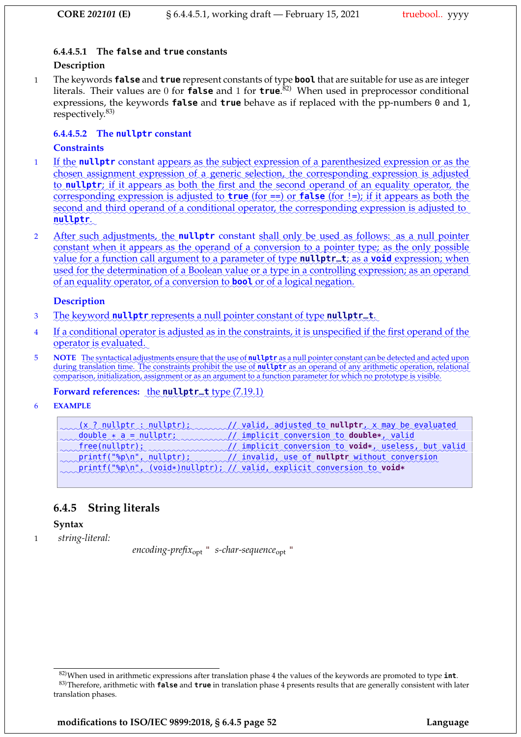#### 6.4.4.5.1 The `false` and `true` constants

**Description**

1 The keywords **`false`** and **`true`** represent constants of type **`bool`** that are suitable for use as are integer literals. Their values are 0 for **`false`** and 1 for **`true`**.[82] When used in preprocessor conditional expressions, the keywords **`false`** and **`true`** behave as if replaced with the pp-numbers `0` and `1`, respectively.[83]

#### 6.4.4.5.2 The `nullptr` constant

**Constraints**

1 If the **`nullptr`** constant appears as the subject expression of a parenthesized expression or as the chosen assignment expression of a generic selection, the corresponding expression is adjusted to **`nullptr`**; if it appears as both the first and the second operand of an equality operator, the corresponding expression is adjusted to **`true`** (for `==`) or **`false`** (for `!=`); if it appears as both the second and third operand of a conditional operator, the corresponding expression is adjusted to **`nullptr`**.

2 After such adjustments, the **`nullptr`** constant shall only be used as follows: as a null pointer constant when it appears as the operand of a conversion to a pointer type; as the only possible value for a function call argument to a parameter of type **`nullptr_t`**; as a **`void`** expression; when used for the determination of a Boolean value or a type in a controlling expression; as an operand of an equality operator, of a conversion to **`bool`** or of a logical negation.

**Description**

3 The keyword **`nullptr`** represents a null pointer constant of type **`nullptr_t`**.

4 If a conditional operator is adjusted as in the constraints, it is unspecified if the first operand of the operator is evaluated.

5 **NOTE** The syntactical adjustments ensure that the use of **`nullptr`** as a null pointer constant can be detected and acted upon during translation time. The constraints prohibit the use of **`nullptr`** as an operand of any arithmetic operation, relational comparison, initialization, assignment or as an argument to a function parameter for which no prototype is visible.

**Forward references:** the **`nullptr_t`** type (7.19.1)

6 **EXAMPLE**

```
(x ? nullptr : nullptr);        // valid, adjusted to nullptr, x may be evaluated
double * a = nullptr;           // implicit conversion to double*, valid
free(nullptr);                  // implicit conversion to void*, useless, but valid
printf("%p\n", nullptr);        // invalid, use of nullptr without conversion
printf("%p\n", (void*)nullptr); // valid, explicit conversion to void*
```

## 6.4.5 String literals

**Syntax**

1 *string-literal:*

*encoding-prefix*$_{opt}$ " *s-char-sequence*$_{opt}$ "

[82] When used in arithmetic expressions after translation phase 4 the values of the keywords are promoted to type **`int`**.

[83] Therefore, arithmetic with **`false`** and **`true`** in translation phase 4 presents results that are generally consistent with later translation phases.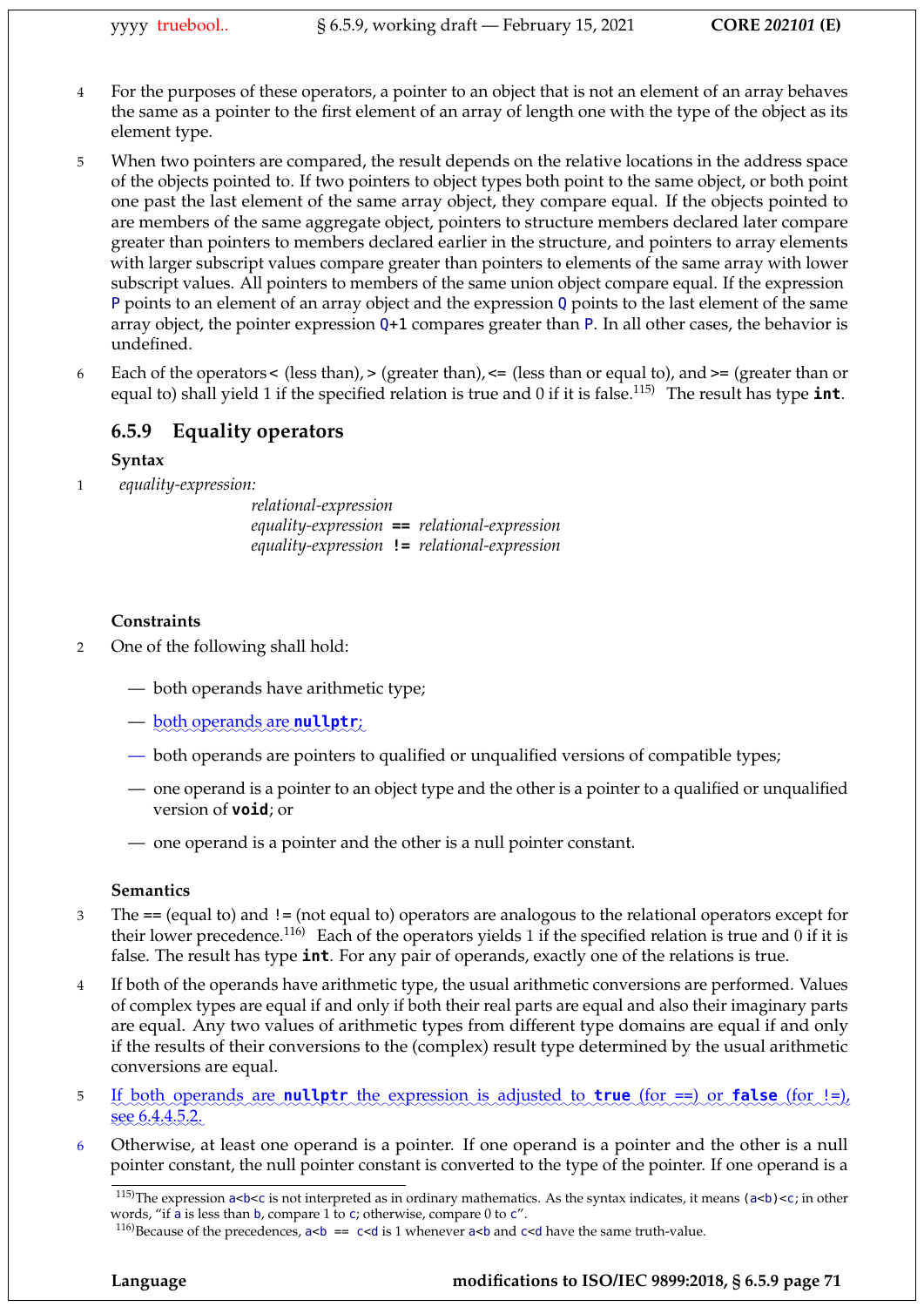4 For the purposes of these operators, a pointer to an object that is not an element of an array behaves the same as a pointer to the first element of an array of length one with the type of the object as its element type.

5 When two pointers are compared, the result depends on the relative locations in the address space of the objects pointed to. If two pointers to object types both point to the same object, or both point one past the last element of the same array object, they compare equal. If the objects pointed to are members of the same aggregate object, pointers to structure members declared later compare greater than pointers to members declared earlier in the structure, and pointers to array elements with larger subscript values compare greater than pointers to elements of the same array with lower subscript values. All pointers to members of the same union object compare equal. If the expression `P` points to an element of an array object and the expression `Q` points to the last element of the same array object, the pointer expression `Q+1` compares greater than `P`. In all other cases, the behavior is undefined.

6 Each of the operators `<` (less than), `>` (greater than), `<=` (less than or equal to), and `>=` (greater than or equal to) shall yield 1 if the specified relation is true and 0 if it is false.[115] The result has type **`int`**.

### 6.5.9 Equality operators

**Syntax**

1 *equality-expression:*

> *relational-expression*
> *equality-expression* **`==`** *relational-expression*
> *equality-expression* **`!=`** *relational-expression*

**Constraints**

2 One of the following shall hold:

- both operands have arithmetic type;
- both operands are **`nullptr`**;
- both operands are pointers to qualified or unqualified versions of compatible types;
- one operand is a pointer to an object type and the other is a pointer to a qualified or unqualified version of **`void`**; or
- one operand is a pointer and the other is a null pointer constant.

**Semantics**

3 The `==` (equal to) and `!=` (not equal to) operators are analogous to the relational operators except for their lower precedence.[116] Each of the operators yields 1 if the specified relation is true and 0 if it is false. The result has type **`int`**. For any pair of operands, exactly one of the relations is true.

4 If both of the operands have arithmetic type, the usual arithmetic conversions are performed. Values of complex types are equal if and only if both their real parts are equal and also their imaginary parts are equal. Any two values of arithmetic types from different type domains are equal if and only if the results of their conversions to the (complex) result type determined by the usual arithmetic conversions are equal.

5 If both operands are **`nullptr`** the expression is adjusted to **`true`** (for `==`) or **`false`** (for `!=`), see 6.4.4.5.2.

6 Otherwise, at least one operand is a pointer. If one operand is a pointer and the other is a null pointer constant, the null pointer constant is converted to the type of the pointer. If one operand is a

---

[115] The expression `a<b<c` is not interpreted as in ordinary mathematics. As the syntax indicates, it means `(a<b)<c`; in other words, "if `a` is less than `b`, compare 1 to `c`; otherwise, compare 0 to `c`".

[116] Because of the precedences, `a<b == c<d` is 1 whenever `a<b` and `c<d` have the same truth-value.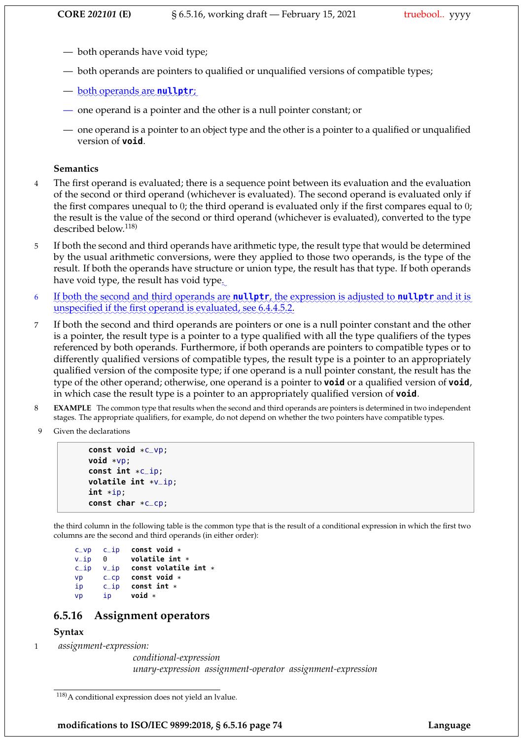— both operands have void type;

— both operands are pointers to qualified or unqualified versions of compatible types;

— both operands are **nullptr**;

— one operand is a pointer and the other is a null pointer constant; or

— one operand is a pointer to an object type and the other is a pointer to a qualified or unqualified version of **void**.

### Semantics

4 The first operand is evaluated; there is a sequence point between its evaluation and the evaluation of the second or third operand (whichever is evaluated). The second operand is evaluated only if the first compares unequal to 0; the third operand is evaluated only if the first compares equal to 0; the result is the value of the second or third operand (whichever is evaluated), converted to the type described below.[118)]

5 If both the second and third operands have arithmetic type, the result type that would be determined by the usual arithmetic conversions, were they applied to those two operands, is the type of the result. If both the operands have structure or union type, the result has that type. If both operands have void type, the result has void type.

6 If both the second and third operands are **nullptr**, the expression is adjusted to **nullptr** and it is unspecified if the first operand is evaluated, see 6.4.4.5.2.

7 If both the second and third operands are pointers or one is a null pointer constant and the other is a pointer, the result type is a pointer to a type qualified with all the type qualifiers of the types referenced by both operands. Furthermore, if both operands are pointers to compatible types or to differently qualified versions of compatible types, the result type is a pointer to an appropriately qualified version of the composite type; if one operand is a null pointer constant, the result has the type of the other operand; otherwise, one operand is a pointer to **void** or a qualified version of **void**, in which case the result type is a pointer to an appropriately qualified version of **void**.

8 **EXAMPLE** The common type that results when the second and third operands are pointers is determined in two independent stages. The appropriate qualifiers, for example, do not depend on whether the two pointers have compatible types.

9 Given the declarations

```
const void *c_vp;
void *vp;
const int *c_ip;
volatile int *v_ip;
int *ip;
const char *c_cp;
```

the third column in the following table is the common type that is the result of a conditional expression in which the first two columns are the second and third operands (in either order):

```
c_vp   c_ip   const void *
v_ip   0      volatile int *
c_ip   v_ip   const volatile int *
vp     c_cp   const void *
ip     c_ip   const int *
vp     ip     void *
```

## 6.5.16 Assignment operators

### Syntax

1 *assignment-expression:*
  *conditional-expression*
  *unary-expression assignment-operator assignment-expression*

---

118) A conditional expression does not yield an lvalue.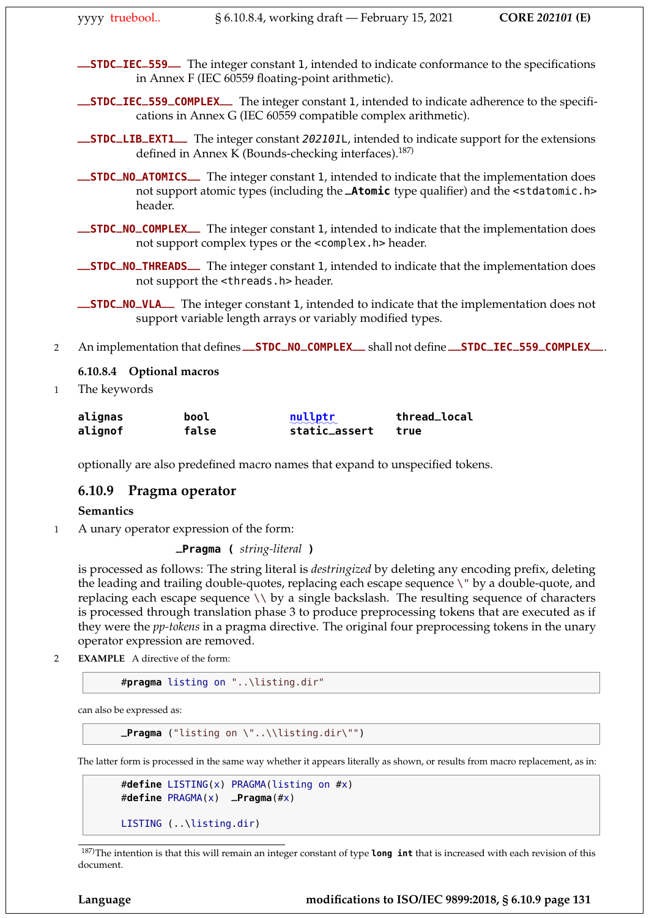**`__STDC_IEC_559__`** The integer constant `1`, intended to indicate conformance to the specifications in Annex F (IEC 60559 floating-point arithmetic).

**`__STDC_IEC_559_COMPLEX__`** The integer constant `1`, intended to indicate adherence to the specifications in Annex G (IEC 60559 compatible complex arithmetic).

**`__STDC_LIB_EXT1__`** The integer constant *`202101`*`L`, intended to indicate support for the extensions defined in Annex K (Bounds-checking interfaces).[187]

**`__STDC_NO_ATOMICS__`** The integer constant `1`, intended to indicate that the implementation does not support atomic types (including the **`_Atomic`** type qualifier) and the `<stdatomic.h>` header.

**`__STDC_NO_COMPLEX__`** The integer constant `1`, intended to indicate that the implementation does not support complex types or the `<complex.h>` header.

**`__STDC_NO_THREADS__`** The integer constant `1`, intended to indicate that the implementation does not support the `<threads.h>` header.

**`__STDC_NO_VLA__`** The integer constant `1`, intended to indicate that the implementation does not support variable length arrays or variably modified types.

2 An implementation that defines **`__STDC_NO_COMPLEX__`** shall not define **`__STDC_IEC_559_COMPLEX__`**.

#### 6.10.8.4 Optional macros

1 The keywords

| | | | |
|---|---|---|---|
| **alignas** | **bool** | **nullptr** | **thread_local** |
| **alignof** | **false** | **static_assert** | **true** |

optionally are also predefined macro names that expand to unspecified tokens.

### 6.10.9 Pragma operator

**Semantics**

1 A unary operator expression of the form:

> **`_Pragma (`** *string-literal* **`)`**

is processed as follows: The string literal is *destringized* by deleting any encoding prefix, deleting the leading and trailing double-quotes, replacing each escape sequence `\"` by a double-quote, and replacing each escape sequence `\\` by a single backslash. The resulting sequence of characters is processed through translation phase 3 to produce preprocessing tokens that are executed as if they were the *pp-tokens* in a pragma directive. The original four preprocessing tokens in the unary operator expression are removed.

2 **EXAMPLE** A directive of the form:

```
#pragma listing on "..\listing.dir"
```

can also be expressed as:

```
_Pragma ("listing on \"..\\listing.dir\"")
```

The latter form is processed in the same way whether it appears literally as shown, or results from macro replacement, as in:

```
#define LISTING(x) PRAGMA(listing on #x)
#define PRAGMA(x)  _Pragma(#x)

LISTING (..\listing.dir)
```

[187]The intention is that this will remain an integer constant of type **`long int`** that is increased with each revision of this document.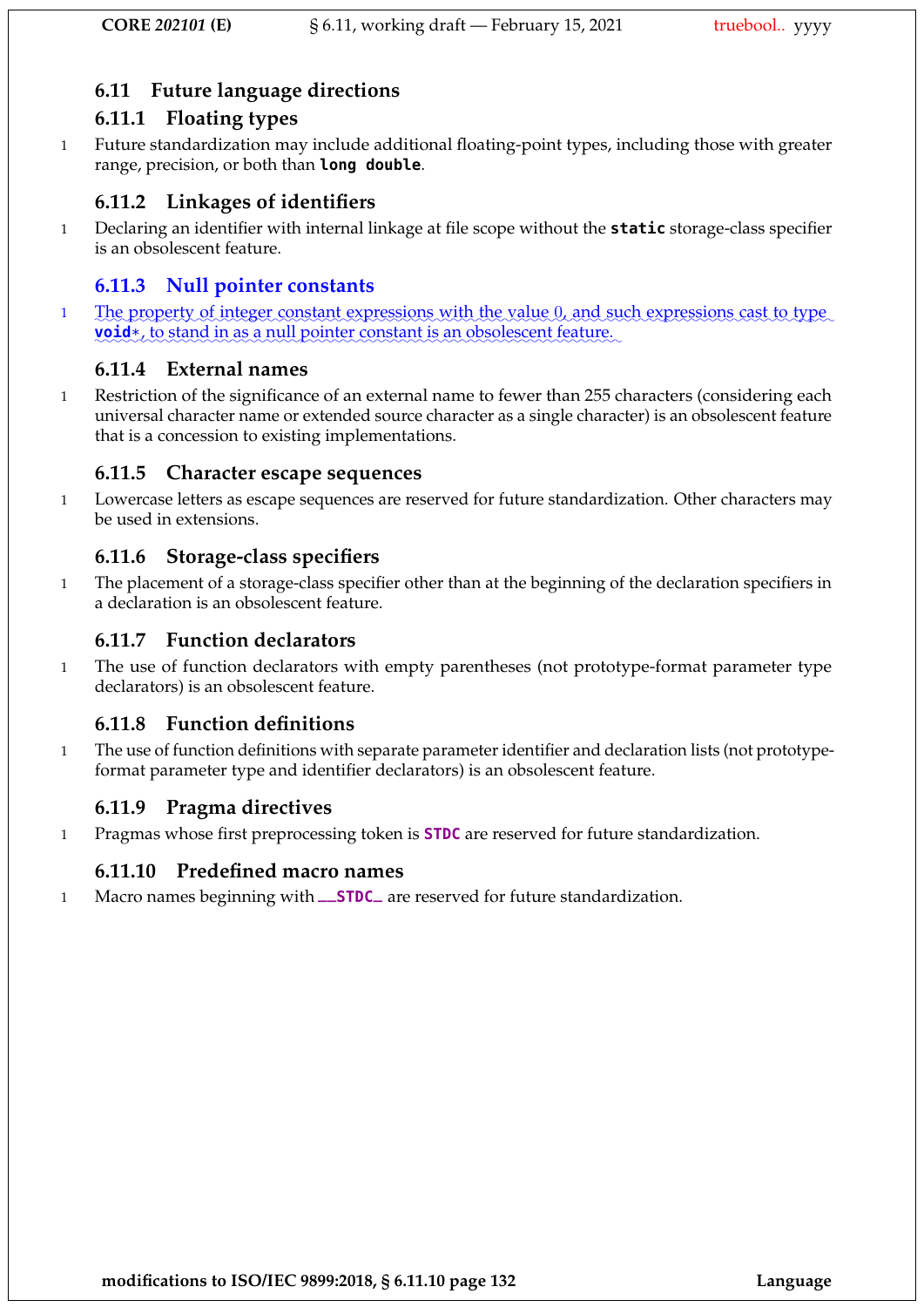## 6.11 Future language directions

### 6.11.1 Floating types

1 Future standardization may include additional floating-point types, including those with greater range, precision, or both than `long double`.

### 6.11.2 Linkages of identifiers

1 Declaring an identifier with internal linkage at file scope without the **`static`** storage-class specifier is an obsolescent feature.

### 6.11.3 Null pointer constants

1 The property of integer constant expressions with the value 0, and such expressions cast to type **`void`**`*`, to stand in as a null pointer constant is an obsolescent feature.

### 6.11.4 External names

1 Restriction of the significance of an external name to fewer than 255 characters (considering each universal character name or extended source character as a single character) is an obsolescent feature that is a concession to existing implementations.

### 6.11.5 Character escape sequences

1 Lowercase letters as escape sequences are reserved for future standardization. Other characters may be used in extensions.

### 6.11.6 Storage-class specifiers

1 The placement of a storage-class specifier other than at the beginning of the declaration specifiers in a declaration is an obsolescent feature.

### 6.11.7 Function declarators

1 The use of function declarators with empty parentheses (not prototype-format parameter type declarators) is an obsolescent feature.

### 6.11.8 Function definitions

1 The use of function definitions with separate parameter identifier and declaration lists (not prototype-format parameter type and identifier declarators) is an obsolescent feature.

### 6.11.9 Pragma directives

1 Pragmas whose first preprocessing token is **`STDC`** are reserved for future standardization.

### 6.11.10 Predefined macro names

1 Macro names beginning with **`__STDC_`** are reserved for future standardization.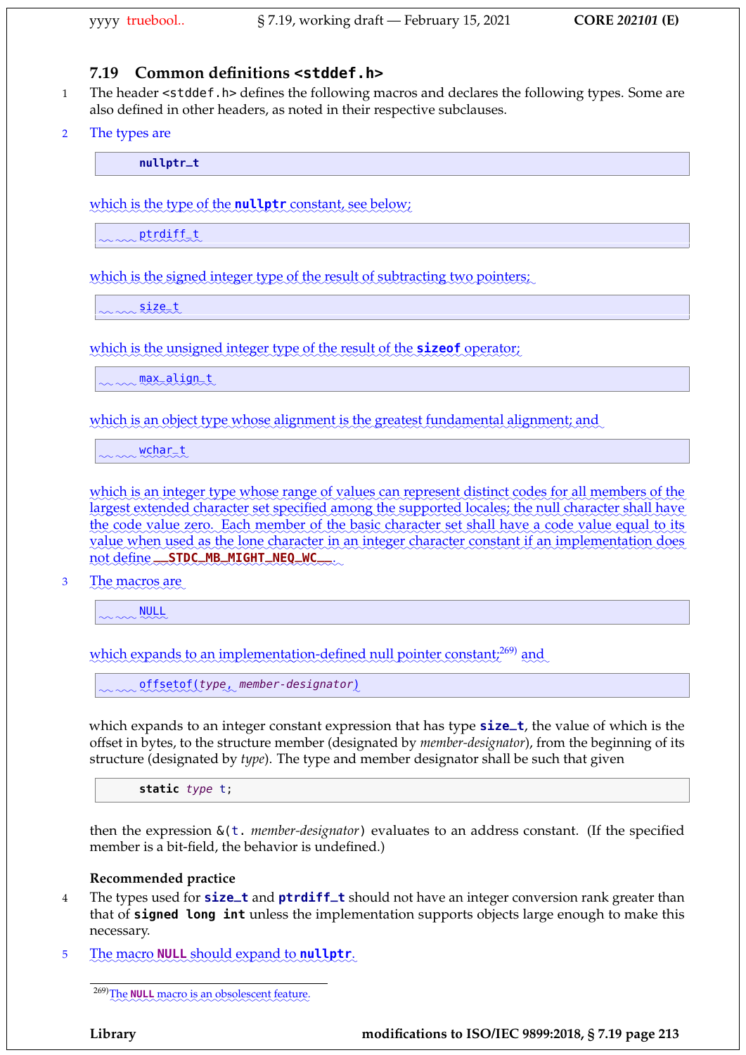## 7.19 Common definitions `<stddef.h>`

1 The header `<stddef.h>` defines the following macros and declares the following types. Some are also defined in other headers, as noted in their respective subclauses.

2 The types are

```
nullptr_t
```

which is the type of the **nullptr** constant, see below;

```
ptrdiff_t
```

which is the signed integer type of the result of subtracting two pointers;

```
size_t
```

which is the unsigned integer type of the result of the **sizeof** operator;

```
max_align_t
```

which is an object type whose alignment is the greatest fundamental alignment; and

```
wchar_t
```

which is an integer type whose range of values can represent distinct codes for all members of the largest extended character set specified among the supported locales; the null character shall have the code value zero. Each member of the basic character set shall have a code value equal to its value when used as the lone character in an integer character constant if an implementation does not define **__STDC_MB_MIGHT_NEQ_WC__**.

3 The macros are

```
NULL
```

which expands to an implementation-defined null pointer constant;[269] and

```
offsetof(type, member-designator)
```

which expands to an integer constant expression that has type **size_t**, the value of which is the offset in bytes, to the structure member (designated by *member-designator*), from the beginning of its structure (designated by *type*). The type and member designator shall be such that given

```
static type t;
```

then the expression `&(t.` *member-designator*`)` evaluates to an address constant. (If the specified member is a bit-field, the behavior is undefined.)

**Recommended practice**

4 The types used for **size_t** and **ptrdiff_t** should not have an integer conversion rank greater than that of **signed long int** unless the implementation supports objects large enough to make this necessary.

5 The macro **NULL** should expand to **nullptr**.

[269] The **NULL** macro is an obsolescent feature.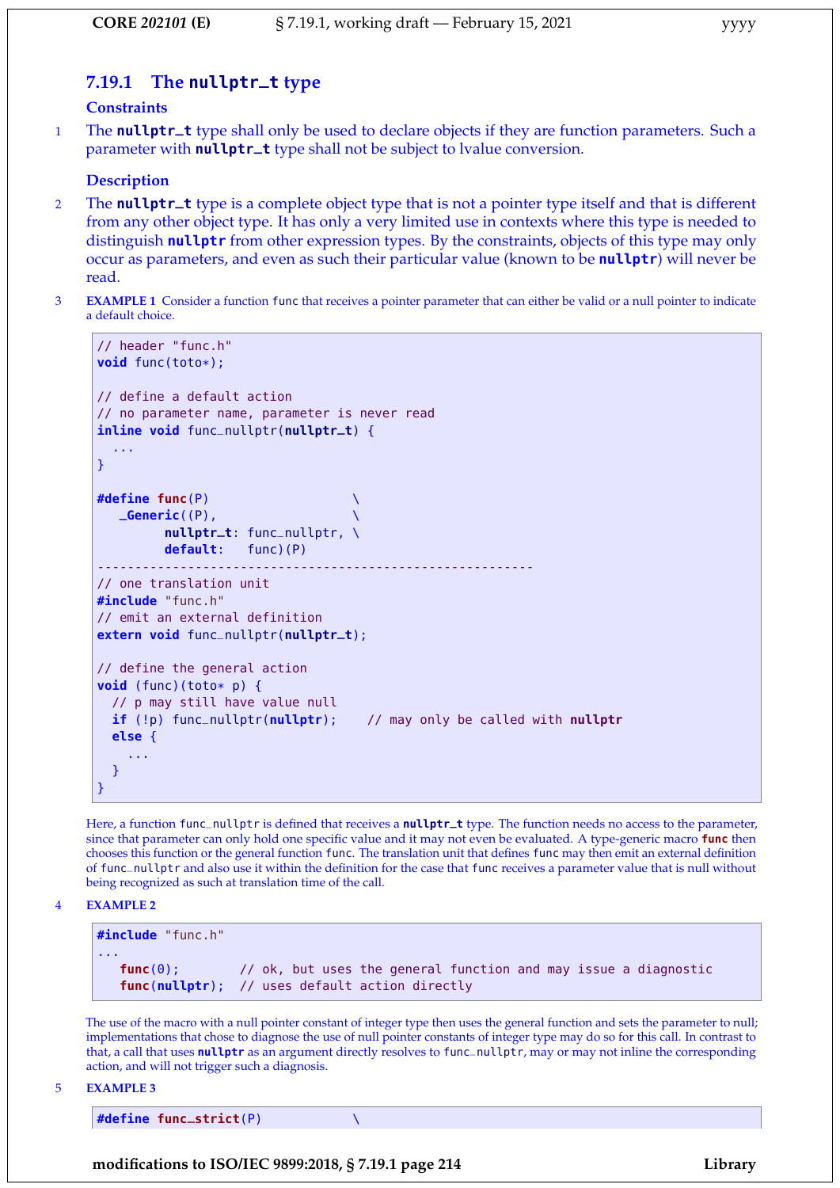### 7.19.1 The `nullptr_t` type

#### Constraints

1 The **`nullptr_t`** type shall only be used to declare objects if they are function parameters. Such a parameter with **`nullptr_t`** type shall not be subject to lvalue conversion.

#### Description

2 The **`nullptr_t`** type is a complete object type that is not a pointer type itself and that is different from any other object type. It has only a very limited use in contexts where this type is needed to distinguish **`nullptr`** from other expression types. By the constraints, objects of this type may only occur as parameters, and even as such their particular value (known to be **`nullptr`**) will never be read.

3 **EXAMPLE 1** Consider a function `func` that receives a pointer parameter that can either be valid or a null pointer to indicate a default choice.

```
// header "func.h"
void func(toto*);

// define a default action
// no parameter name, parameter is never read
inline void func_nullptr(nullptr_t) {
  ...
}

#define func(P)                  \
   _Generic((P),                 \
        nullptr_t: func_nullptr, \
        default:   func)(P)
----------------------------------------------------------
// one translation unit
#include "func.h"
// emit an external definition
extern void func_nullptr(nullptr_t);

// define the general action
void (func)(toto* p) {
  // p may still have value null
  if (!p) func_nullptr(nullptr);    // may only be called with nullptr
  else {
    ...
  }
}
```

Here, a function `func_nullptr` is defined that receives a **`nullptr_t`** type. The function needs no access to the parameter, since that parameter can only hold one specific value and it may not even be evaluated. A type-generic macro **`func`** then chooses this function or the general function `func`. The translation unit that defines `func` may then emit an external definition of `func_nullptr` and also use it within the definition for the case that `func` receives a parameter value that is null without being recognized as such at translation time of the call.

4 **EXAMPLE 2**

```
#include "func.h"
...
   func(0);        // ok, but uses the general function and may issue a diagnostic
   func(nullptr);  // uses default action directly
```

The use of the macro with a null pointer constant of integer type then uses the general function and sets the parameter to null; implementations that chose to diagnose the use of null pointer constants of integer type may do so for this call. In contrast to that, a call that uses **`nullptr`** as an argument directly resolves to `func_nullptr`, may or may not inline the corresponding action, and will not trigger such a diagnosis.

5 **EXAMPLE 3**

```
#define func_strict(P)           \
```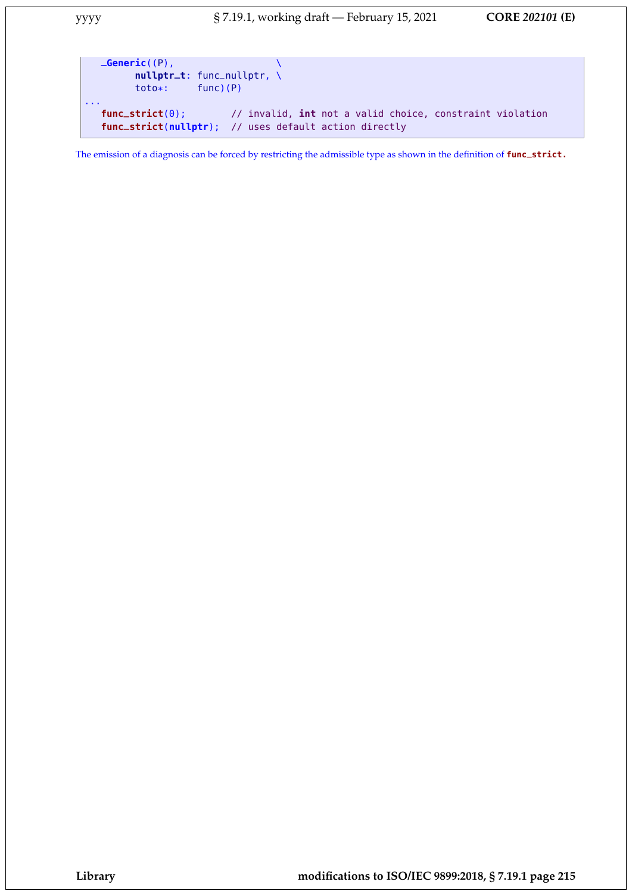```
   _Generic((P),                  \
         nullptr_t: func_nullptr, \
         toto*:     func)(P)
...
   func_strict(0);        // invalid, int not a valid choice, constraint violation
   func_strict(nullptr);  // uses default action directly
```

The emission of a diagnosis can be forced by restricting the admissible type as shown in the definition of **func_strict**.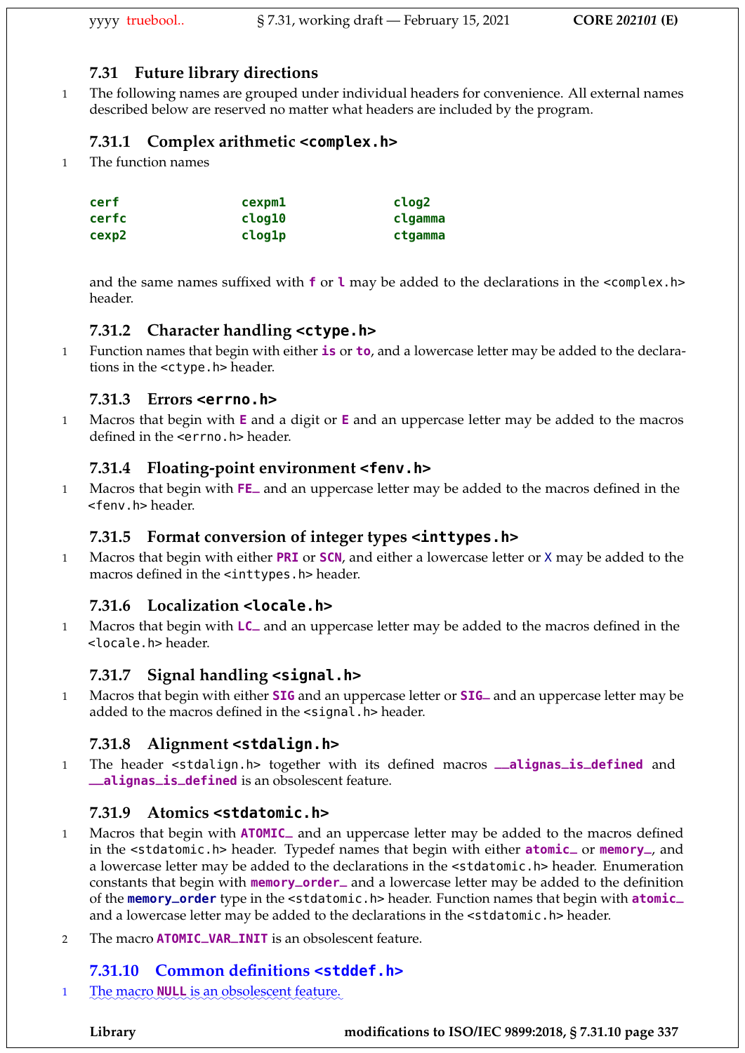## 7.31 Future library directions

1 The following names are grouped under individual headers for convenience. All external names described below are reserved no matter what headers are included by the program.

### 7.31.1 Complex arithmetic `<complex.h>`

1 The function names

| | | |
|---|---|---|
| `cerf` | `cexpm1` | `clog2` |
| `cerfc` | `clog10` | `clgamma` |
| `cexp2` | `clog1p` | `ctgamma` |

and the same names suffixed with **`f`** or **`l`** may be added to the declarations in the `<complex.h>` header.

### 7.31.2 Character handling `<ctype.h>`

1 Function names that begin with either **`is`** or **`to`**, and a lowercase letter may be added to the declarations in the `<ctype.h>` header.

### 7.31.3 Errors `<errno.h>`

1 Macros that begin with **`E`** and a digit or **`E`** and an uppercase letter may be added to the macros defined in the `<errno.h>` header.

### 7.31.4 Floating-point environment `<fenv.h>`

1 Macros that begin with **`FE_`** and an uppercase letter may be added to the macros defined in the `<fenv.h>` header.

### 7.31.5 Format conversion of integer types `<inttypes.h>`

1 Macros that begin with either **`PRI`** or **`SCN`**, and either a lowercase letter or `X` may be added to the macros defined in the `<inttypes.h>` header.

### 7.31.6 Localization `<locale.h>`

1 Macros that begin with **`LC_`** and an uppercase letter may be added to the macros defined in the `<locale.h>` header.

### 7.31.7 Signal handling `<signal.h>`

1 Macros that begin with either **`SIG`** and an uppercase letter or **`SIG_`** and an uppercase letter may be added to the macros defined in the `<signal.h>` header.

### 7.31.8 Alignment `<stdalign.h>`

1 The header `<stdalign.h>` together with its defined macros **`__alignas_is_defined`** and **`__alignas_is_defined`** is an obsolescent feature.

### 7.31.9 Atomics `<stdatomic.h>`

1 Macros that begin with **`ATOMIC_`** and an uppercase letter may be added to the macros defined in the `<stdatomic.h>` header. Typedef names that begin with either **`atomic_`** or **`memory_`**, and a lowercase letter may be added to the declarations in the `<stdatomic.h>` header. Enumeration constants that begin with **`memory_order_`** and a lowercase letter may be added to the definition of the **`memory_order`** type in the `<stdatomic.h>` header. Function names that begin with **`atomic_`** and a lowercase letter may be added to the declarations in the `<stdatomic.h>` header.

2 The macro **`ATOMIC_VAR_INIT`** is an obsolescent feature.

### 7.31.10 Common definitions `<stddef.h>`

1 The macro **`NULL`** is an obsolescent feature.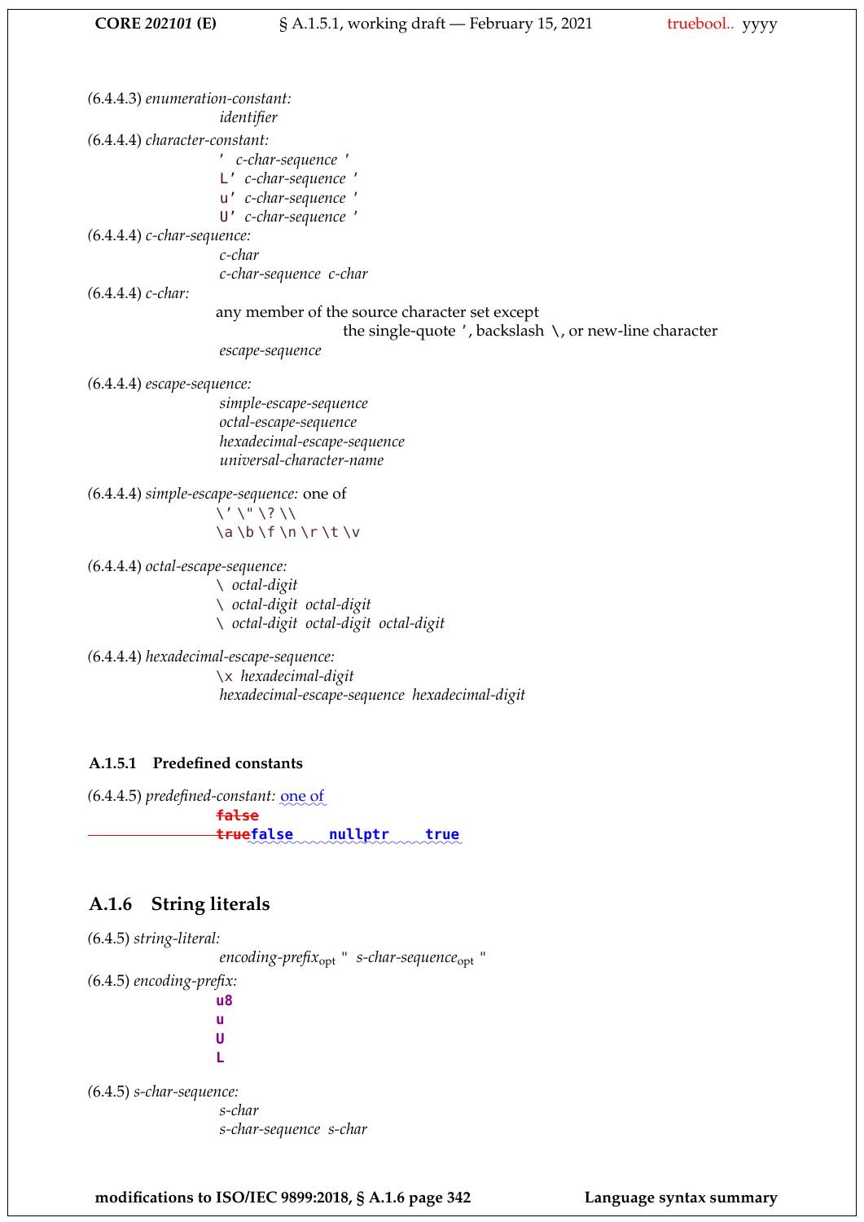(6.4.4.3) *enumeration-constant:*
*identifier*

(6.4.4.4) *character-constant:*
`'` *c-char-sequence* `'`
`L'` *c-char-sequence* `'`
`u'` *c-char-sequence* `'`
`U'` *c-char-sequence* `'`

(6.4.4.4) *c-char-sequence:*
*c-char*
*c-char-sequence c-char*

(6.4.4.4) *c-char:*
any member of the source character set except
the single-quote `'`, backslash `\`, or new-line character
*escape-sequence*

(6.4.4.4) *escape-sequence:*
*simple-escape-sequence*
*octal-escape-sequence*
*hexadecimal-escape-sequence*
*universal-character-name*

(6.4.4.4) *simple-escape-sequence:* one of
`\' \" \? \\`
`\a \b \f \n \r \t \v`

(6.4.4.4) *octal-escape-sequence:*
`\` *octal-digit*
`\` *octal-digit octal-digit*
`\` *octal-digit octal-digit octal-digit*

(6.4.4.4) *hexadecimal-escape-sequence:*
`\x` *hexadecimal-digit*
*hexadecimal-escape-sequence hexadecimal-digit*

### A.1.5.1 Predefined constants

(6.4.4.5) *predefined-constant:* one of
~~**false**~~
~~**true**~~ **false** **nullptr** **true**

## A.1.6 String literals

(6.4.5) *string-literal:*
*encoding-prefix*$_{opt}$ `"` *s-char-sequence*$_{opt}$ `"`

(6.4.5) *encoding-prefix:*
**u8**
**u**
**U**
**L**

(6.4.5) *s-char-sequence:*
*s-char*
*s-char-sequence s-char*